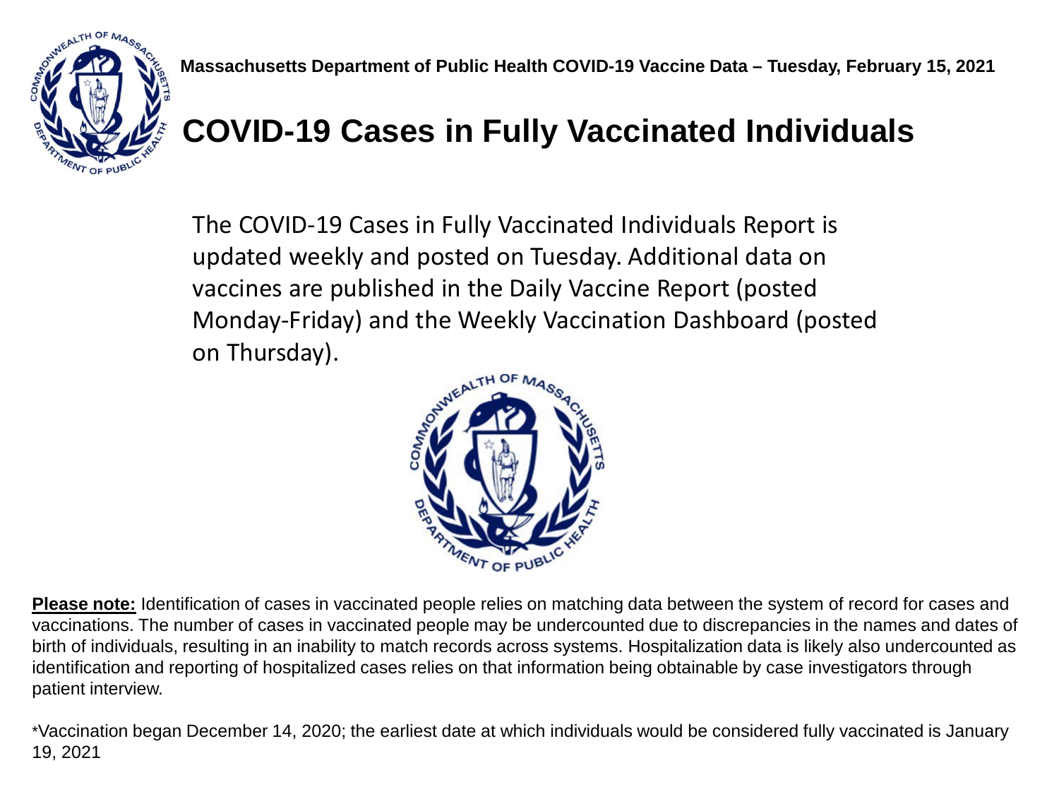Massachusetts Department of Public Health COVID-19 Vaccine Data – Tuesday, February 15, 2021

# COVID-19 Cases in Fully Vaccinated Individuals

The COVID-19 Cases in Fully Vaccinated Individuals Report is updated weekly and posted on Tuesday. Additional data on vaccines are published in the Daily Vaccine Report (posted Monday-Friday) and the Weekly Vaccination Dashboard (posted on Thursday).

**Please note:** Identification of cases in vaccinated people relies on matching data between the system of record for cases and vaccinations. The number of cases in vaccinated people may be undercounted due to discrepancies in the names and dates of birth of individuals, resulting in an inability to match records across systems. Hospitalization data is likely also undercounted as identification and reporting of hospitalized cases relies on that information being obtainable by case investigators through patient interview.

*Vaccination began December 14, 2020; the earliest date at which individuals would be considered fully vaccinated is January 19, 2021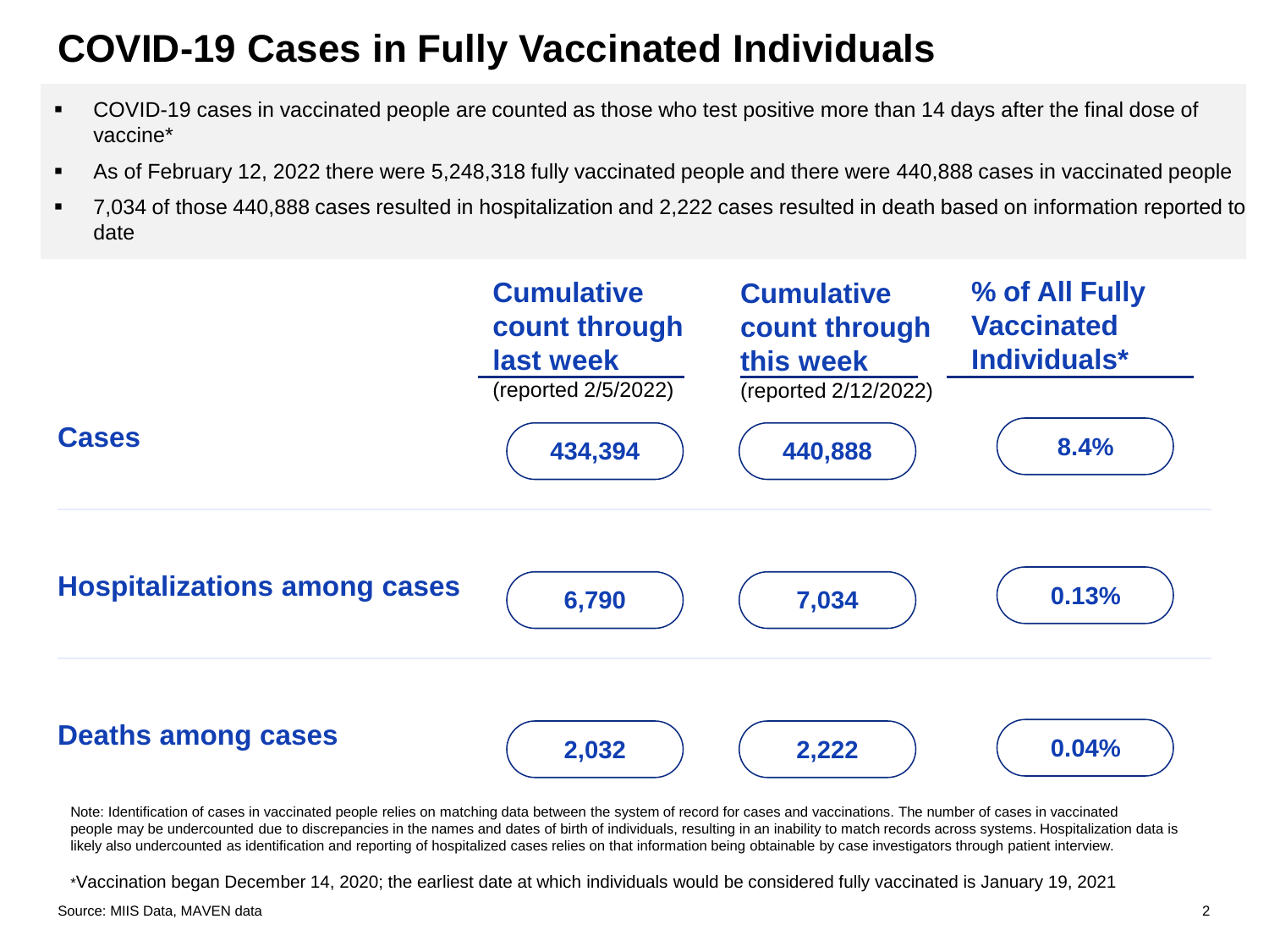# COVID-19 Cases in Fully Vaccinated Individuals

- COVID-19 cases in vaccinated people are counted as those who test positive more than 14 days after the final dose of vaccine*
- As of February 12, 2022 there were 5,248,318 fully vaccinated people and there were 440,888 cases in vaccinated people
- 7,034 of those 440,888 cases resulted in hospitalization and 2,222 cases resulted in death based on information reported to date

| | Cumulative count through last week (reported 2/5/2022) | Cumulative count through this week (reported 2/12/2022) | % of All Fully Vaccinated Individuals* |
|---|---|---|---|
| **Cases** | 434,394 | 440,888 | 8.4% |
| **Hospitalizations among cases** | 6,790 | 7,034 | 0.13% |
| **Deaths among cases** | 2,032 | 2,222 | 0.04% |

Note: Identification of cases in vaccinated people relies on matching data between the system of record for cases and vaccinations. The number of cases in vaccinated people may be undercounted due to discrepancies in the names and dates of birth of individuals, resulting in an inability to match records across systems. Hospitalization data is likely also undercounted as identification and reporting of hospitalized cases relies on that information being obtainable by case investigators through patient interview.

*Vaccination began December 14, 2020; the earliest date at which individuals would be considered fully vaccinated is January 19, 2021

Source: MIIS Data, MAVEN data